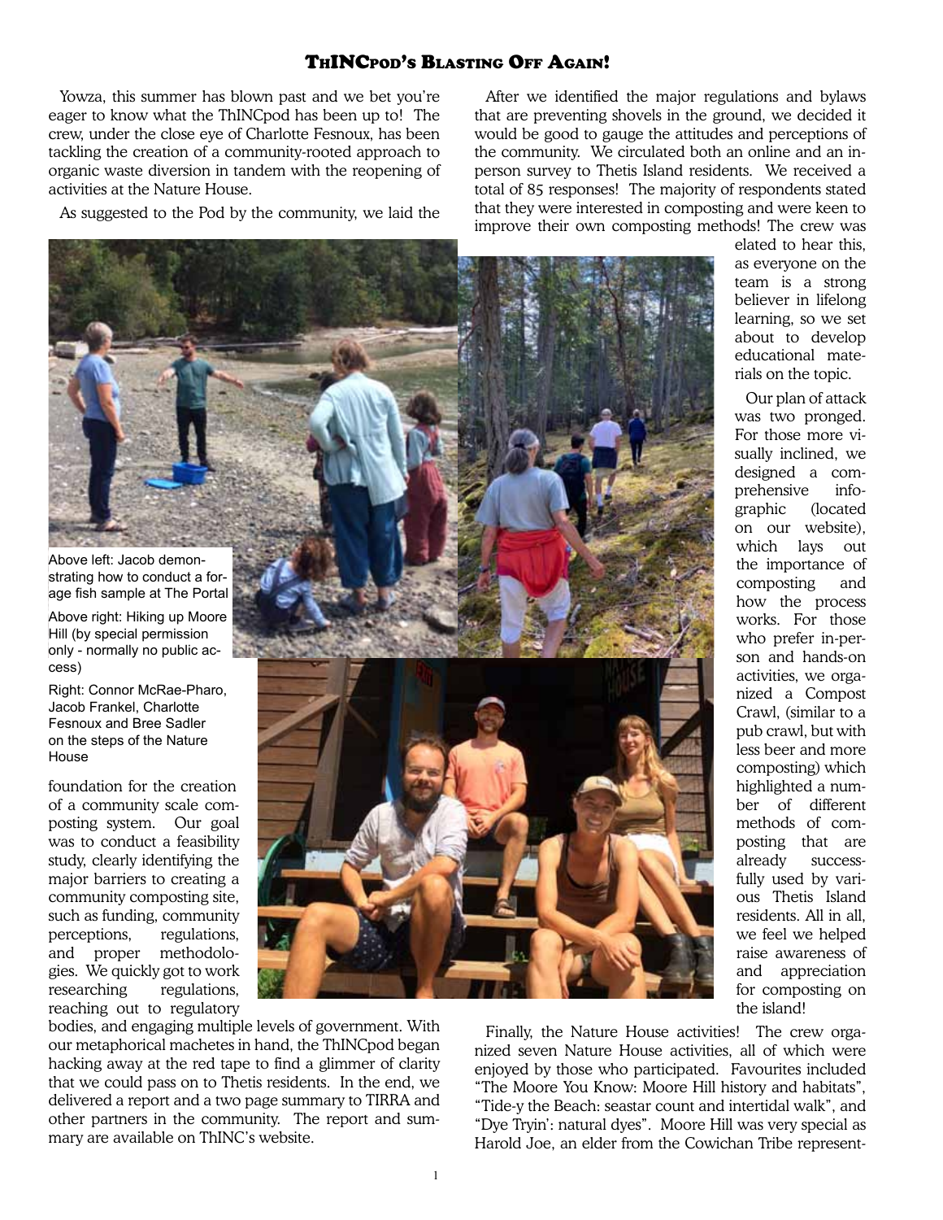# ThINCpod's Blasting Off Again!

Yowza, this summer has blown past and we bet you're eager to know what the ThINCpod has been up to! The crew, under the close eye of Charlotte Fesnoux, has been tackling the creation of a community-rooted approach to organic waste diversion in tandem with the reopening of activities at the Nature House.

As suggested to the Pod by the community, we laid the foundation for the creation of a community scale composting system. Our goal was to conduct a feasibility study, clearly identifying the major barriers to creating a community composting site, such as funding, community perceptions, regulations, and proper methodologies. We quickly got to work researching regulations, reaching out to regulatory bodies, and engaging multiple levels of government. With our metaphorical machetes in hand, the ThINCpod began hacking away at the red tape to find a glimmer of clarity that we could pass on to Thetis residents. In the end, we delivered a report and a two page summary to TIRRA and other partners in the community. The report and summary are available on ThINC's website.

Above left: Jacob demonstrating how to conduct a forage fish sample at The Portal

Above right: Hiking up Moore Hill (by special permission only - normally no public access)

Right: Connor McRae-Pharo, Jacob Frankel, Charlotte Fesnoux and Bree Sadler on the steps of the Nature House

After we identified the major regulations and bylaws that are preventing shovels in the ground, we decided it would be good to gauge the attitudes and perceptions of the community. We circulated both an online and an in-person survey to Thetis Island residents. We received a total of 85 responses! The majority of respondents stated that they were interested in composting and were keen to improve their own composting methods! The crew was elated to hear this, as everyone on the team is a strong believer in lifelong learning, so we set about to develop educational materials on the topic.

Our plan of attack was two pronged. For those more visually inclined, we designed a comprehensive infographic (located on our website), which lays out the importance of composting and how the process works. For those who prefer in-person and hands-on activities, we organized a Compost Crawl, (similar to a pub crawl, but with less beer and more composting) which highlighted a number of different methods of composting that are already successfully used by various Thetis Island residents. All in all, we feel we helped raise awareness of and appreciation for composting on the island!

Finally, the Nature House activities! The crew organized seven Nature House activities, all of which were enjoyed by those who participated. Favourites included "The Moore You Know: Moore Hill history and habitats", "Tide-y the Beach: seastar count and intertidal walk", and "Dye Tryin': natural dyes". Moore Hill was very special as Harold Joe, an elder from the Cowichan Tribe represent-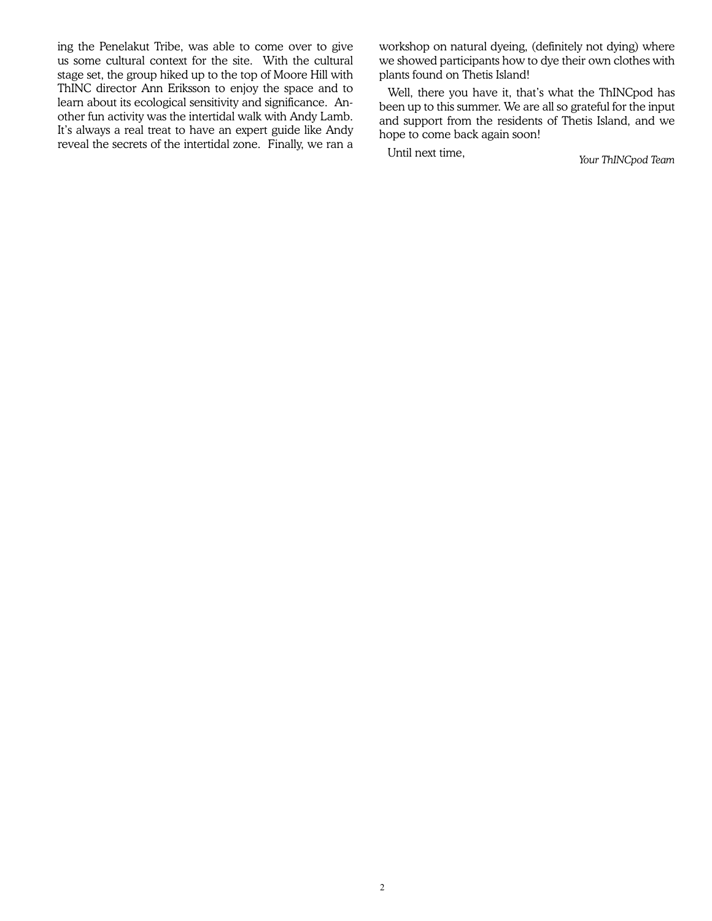ing the Penelakut Tribe, was able to come over to give us some cultural context for the site. With the cultural stage set, the group hiked up to the top of Moore Hill with ThINC director Ann Eriksson to enjoy the space and to learn about its ecological sensitivity and significance. Another fun activity was the intertidal walk with Andy Lamb. It's always a real treat to have an expert guide like Andy reveal the secrets of the intertidal zone. Finally, we ran a workshop on natural dyeing, (definitely not dying) where we showed participants how to dye their own clothes with plants found on Thetis Island!

Well, there you have it, that's what the ThINCpod has been up to this summer. We are all so grateful for the input and support from the residents of Thetis Island, and we hope to come back again soon!

Until next time,

*Your ThINCpod Team*